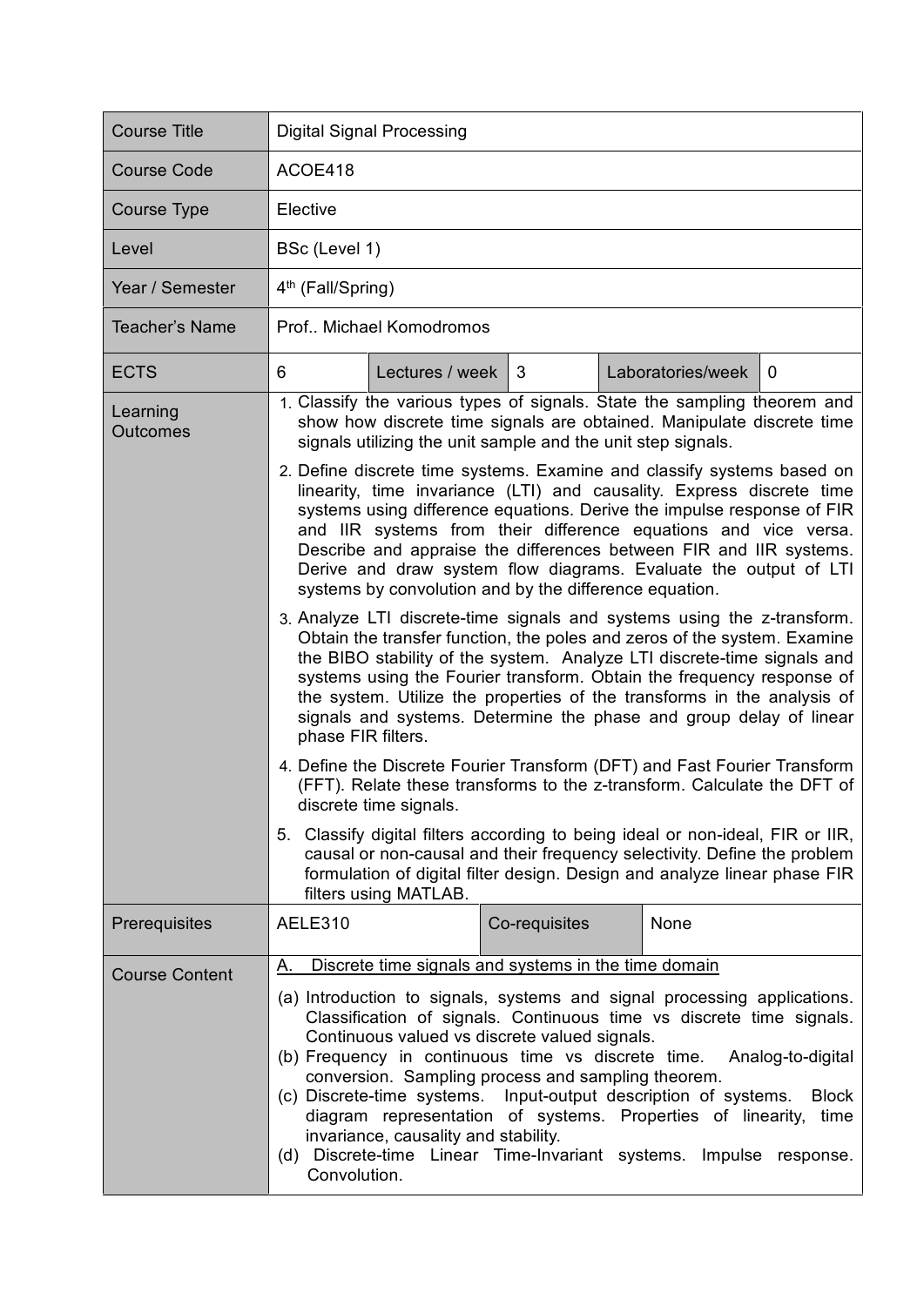| Course Title | Digital Signal Processing | | | | |
|---|---|---|---|---|---|
| Course Code | ACOE418 | | | | |
| Course Type | Elective | | | | |
| Level | BSc (Level 1) | | | | |
| Year / Semester | 4th (Fall/Spring) | | | | |
| Teacher's Name | Prof.. Michael Komodromos | | | | |
| ECTS | 6 | Lectures / week | 3 | Laboratories/week | 0 |
| Learning Outcomes | 1. Classify the various types of signals. State the sampling theorem and show how discrete time signals are obtained. Manipulate discrete time signals utilizing the unit sample and the unit step signals.<br>2. Define discrete time systems. Examine and classify systems based on linearity, time invariance (LTI) and causality. Express discrete time systems using difference equations. Derive the impulse response of FIR and IIR systems from their difference equations and vice versa. Describe and appraise the differences between FIR and IIR systems. Derive and draw system flow diagrams. Evaluate the output of LTI systems by convolution and by the difference equation.<br>3. Analyze LTI discrete-time signals and systems using the z-transform. Obtain the transfer function, the poles and zeros of the system. Examine the BIBO stability of the system. Analyze LTI discrete-time signals and systems using the Fourier transform. Obtain the frequency response of the system. Utilize the properties of the transforms in the analysis of signals and systems. Determine the phase and group delay of linear phase FIR filters.<br>4. Define the Discrete Fourier Transform (DFT) and Fast Fourier Transform (FFT). Relate these transforms to the z-transform. Calculate the DFT of discrete time signals.<br>5. Classify digital filters according to being ideal or non-ideal, FIR or IIR, causal or non-causal and their frequency selectivity. Define the problem formulation of digital filter design. Design and analyze linear phase FIR filters using MATLAB. | | | | | |
| Prerequisites | AELE310 | | Co-requisites | None | |
| Course Content | A. Discrete time signals and systems in the time domain<br>(a) Introduction to signals, systems and signal processing applications. Classification of signals. Continuous time vs discrete time signals. Continuous valued vs discrete valued signals.<br>(b) Frequency in continuous time vs discrete time. Analog-to-digital conversion. Sampling process and sampling theorem.<br>(c) Discrete-time systems. Input-output description of systems. Block diagram representation of systems. Properties of linearity, time invariance, causality and stability.<br>(d) Discrete-time Linear Time-Invariant systems. Impulse response. Convolution. | | | | |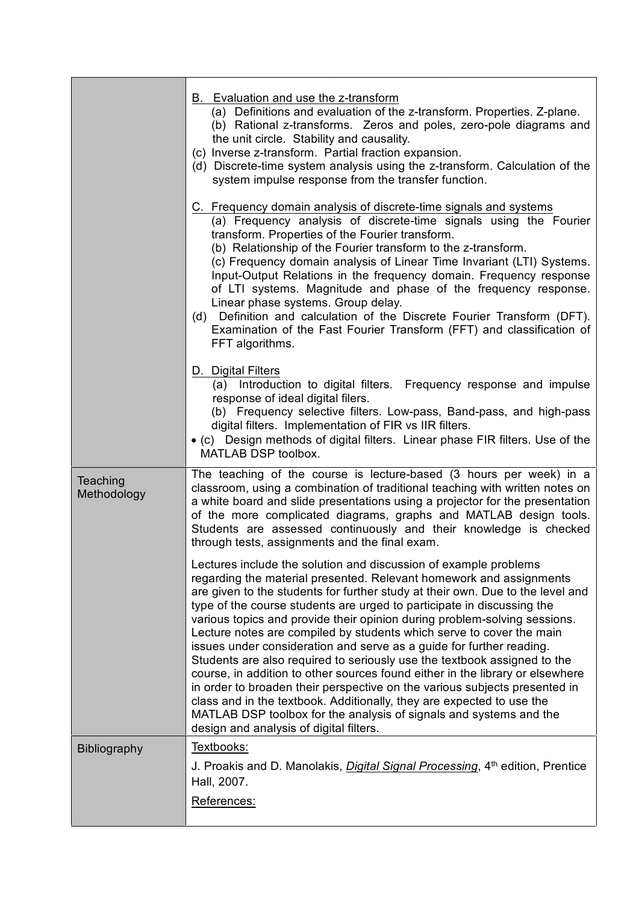| | |
|---|---|
| | <u>B. Evaluation and use the z-transform</u><br>(a) Definitions and evaluation of the z-transform. Properties. Z-plane.<br>(b) Rational z-transforms. Zeros and poles, zero-pole diagrams and the unit circle. Stability and causality.<br>(c) Inverse z-transform. Partial fraction expansion.<br>(d) Discrete-time system analysis using the z-transform. Calculation of the system impulse response from the transfer function.<br><br><u>C. Frequency domain analysis of discrete-time signals and systems</u><br>(a) Frequency analysis of discrete-time signals using the Fourier transform. Properties of the Fourier transform.<br>(b) Relationship of the Fourier transform to the z-transform.<br>(c) Frequency domain analysis of Linear Time Invariant (LTI) Systems. Input-Output Relations in the frequency domain. Frequency response of LTI systems. Magnitude and phase of the frequency response. Linear phase systems. Group delay.<br>(d) Definition and calculation of the Discrete Fourier Transform (DFT). Examination of the Fast Fourier Transform (FFT) and classification of FFT algorithms.<br><br><u>D. Digital Filters</u><br>(a) Introduction to digital filters. Frequency response and impulse response of ideal digital filers.<br>(b) Frequency selective filters. Low-pass, Band-pass, and high-pass digital filters. Implementation of FIR vs IIR filters.<br>• (c) Design methods of digital filters. Linear phase FIR filters. Use of the MATLAB DSP toolbox. |
| Teaching Methodology | The teaching of the course is lecture-based (3 hours per week) in a classroom, using a combination of traditional teaching with written notes on a white board and slide presentations using a projector for the presentation of the more complicated diagrams, graphs and MATLAB design tools. Students are assessed continuously and their knowledge is checked through tests, assignments and the final exam.<br><br>Lectures include the solution and discussion of example problems regarding the material presented. Relevant homework and assignments are given to the students for further study at their own. Due to the level and type of the course students are urged to participate in discussing the various topics and provide their opinion during problem-solving sessions. Lecture notes are compiled by students which serve to cover the main issues under consideration and serve as a guide for further reading. Students are also required to seriously use the textbook assigned to the course, in addition to other sources found either in the library or elsewhere in order to broaden their perspective on the various subjects presented in class and in the textbook. Additionally, they are expected to use the MATLAB DSP toolbox for the analysis of signals and systems and the design and analysis of digital filters. |
| Bibliography | <u>Textbooks:</u><br>J. Proakis and D. Manolakis, <u>*Digital Signal Processing*</u>, 4th edition, Prentice Hall, 2007.<br><u>References:</u> |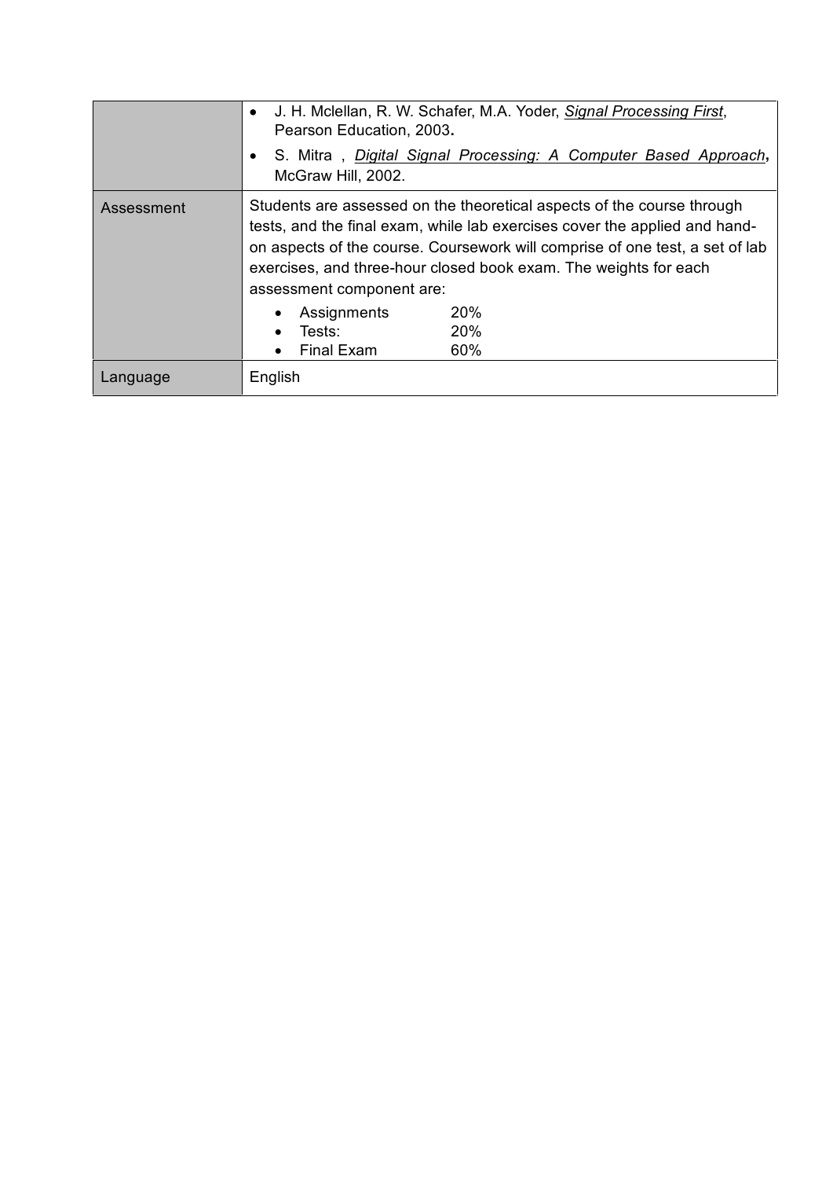| | |
|---|---|
| | • J. H. Mclellan, R. W. Schafer, M.A. Yoder, *Signal Processing First*, Pearson Education, 2003.<br>• S. Mitra , ***Digital Signal Processing: A Computer Based Approach***, McGraw Hill, 2002. |
| Assessment | Students are assessed on the theoretical aspects of the course through tests, and the final exam, while lab exercises cover the applied and hand-on aspects of the course. Coursework will comprise of one test, a set of lab exercises, and three-hour closed book exam. The weights for each assessment component are:<br>• Assignments 20%<br>• Tests: 20%<br>• Final Exam 60% |
| Language | English |